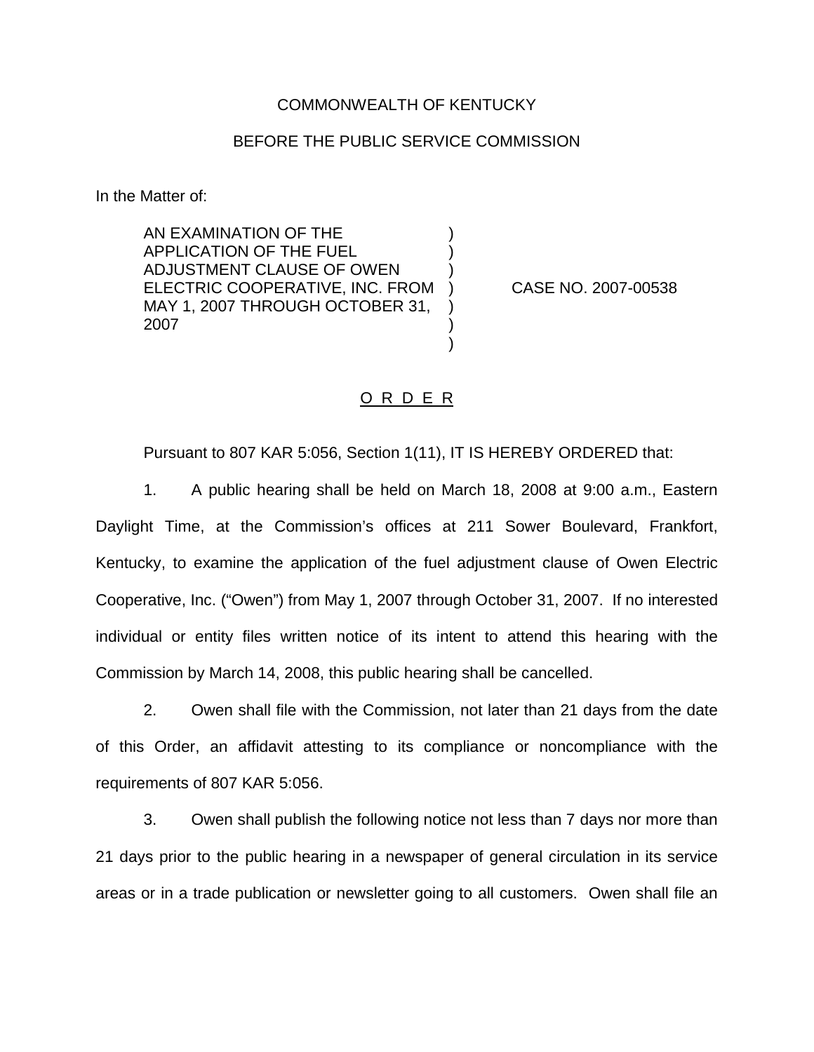COMMONWEALTH OF KENTUCKY

BEFORE THE PUBLIC SERVICE COMMISSION

In the Matter of:

| | | |
|---|---|---|
| AN EXAMINATION OF THE APPLICATION OF THE FUEL ADJUSTMENT CLAUSE OF OWEN ELECTRIC COOPERATIVE, INC. FROM MAY 1, 2007 THROUGH OCTOBER 31, 2007 | ) | CASE NO. 2007-00538 |

O R D E R

Pursuant to 807 KAR 5:056, Section 1(11), IT IS HEREBY ORDERED that:

1. A public hearing shall be held on March 18, 2008 at 9:00 a.m., Eastern Daylight Time, at the Commission's offices at 211 Sower Boulevard, Frankfort, Kentucky, to examine the application of the fuel adjustment clause of Owen Electric Cooperative, Inc. ("Owen") from May 1, 2007 through October 31, 2007. If no interested individual or entity files written notice of its intent to attend this hearing with the Commission by March 14, 2008, this public hearing shall be cancelled.

2. Owen shall file with the Commission, not later than 21 days from the date of this Order, an affidavit attesting to its compliance or noncompliance with the requirements of 807 KAR 5:056.

3. Owen shall publish the following notice not less than 7 days nor more than 21 days prior to the public hearing in a newspaper of general circulation in its service areas or in a trade publication or newsletter going to all customers. Owen shall file an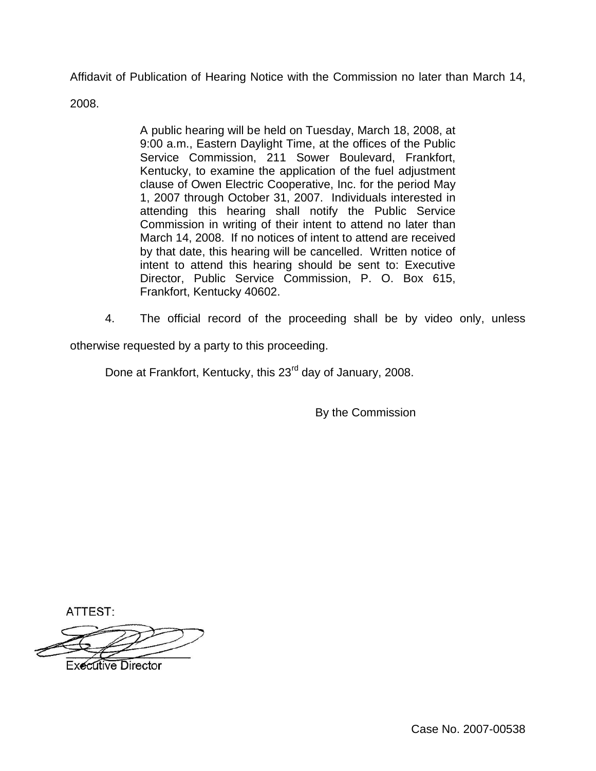Affidavit of Publication of Hearing Notice with the Commission no later than March 14, 2008.

> A public hearing will be held on Tuesday, March 18, 2008, at 9:00 a.m., Eastern Daylight Time, at the offices of the Public Service Commission, 211 Sower Boulevard, Frankfort, Kentucky, to examine the application of the fuel adjustment clause of Owen Electric Cooperative, Inc. for the period May 1, 2007 through October 31, 2007. Individuals interested in attending this hearing shall notify the Public Service Commission in writing of their intent to attend no later than March 14, 2008. If no notices of intent to attend are received by that date, this hearing will be cancelled. Written notice of intent to attend this hearing should be sent to: Executive Director, Public Service Commission, P. O. Box 615, Frankfort, Kentucky 40602.

4. The official record of the proceeding shall be by video only, unless otherwise requested by a party to this proceeding.

Done at Frankfort, Kentucky, this 23rd day of January, 2008.

By the Commission

ATTEST:

Executive Director

Case No. 2007-00538